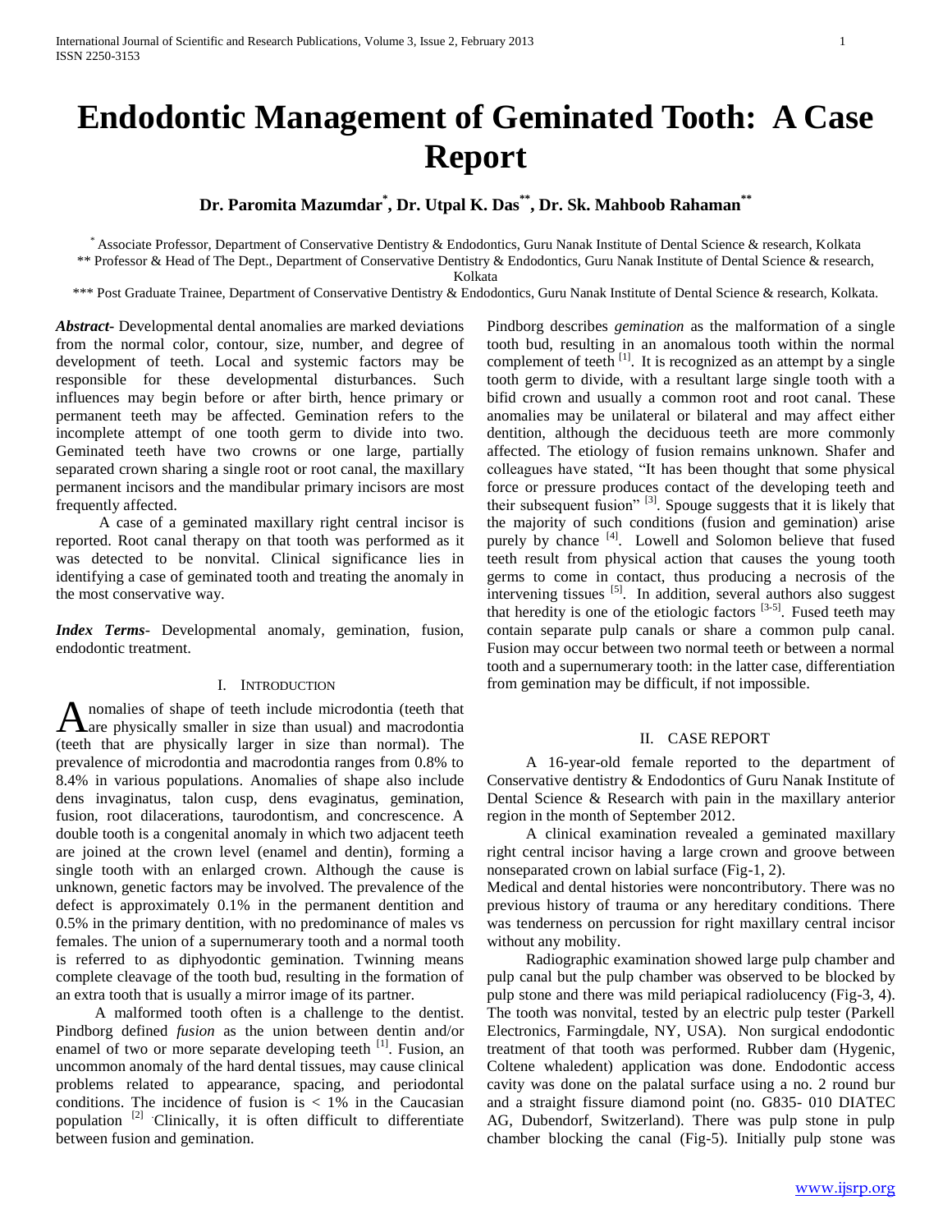# Endodontic Management of Geminated Tooth: A Case Report

**Dr. Paromita Mazumdar*, Dr. Utpal K. Das**, Dr. Sk. Mahboob Rahaman****

* Associate Professor, Department of Conservative Dentistry & Endodontics, Guru Nanak Institute of Dental Science & research, Kolkata
** Professor & Head of The Dept., Department of Conservative Dentistry & Endodontics, Guru Nanak Institute of Dental Science & research, Kolkata
*** Post Graduate Trainee, Department of Conservative Dentistry & Endodontics, Guru Nanak Institute of Dental Science & research, Kolkata.

***Abstract***- Developmental dental anomalies are marked deviations from the normal color, contour, size, number, and degree of development of teeth. Local and systemic factors may be responsible for these developmental disturbances. Such influences may begin before or after birth, hence primary or permanent teeth may be affected. Gemination refers to the incomplete attempt of one tooth germ to divide into two. Geminated teeth have two crowns or one large, partially separated crown sharing a single root or root canal, the maxillary permanent incisors and the mandibular primary incisors are most frequently affected.

A case of a geminated maxillary right central incisor is reported. Root canal therapy on that tooth was performed as it was detected to be nonvital. Clinical significance lies in identifying a case of geminated tooth and treating the anomaly in the most conservative way.

***Index Terms***- Developmental anomaly, gemination, fusion, endodontic treatment.

## I. INTRODUCTION

Anomalies of shape of teeth include microdontia (teeth that are physically smaller in size than usual) and macrodontia (teeth that are physically larger in size than normal). The prevalence of microdontia and macrodontia ranges from 0.8% to 8.4% in various populations. Anomalies of shape also include dens invaginatus, talon cusp, dens evaginatus, gemination, fusion, root dilacerations, taurodontism, and concrescence. A double tooth is a congenital anomaly in which two adjacent teeth are joined at the crown level (enamel and dentin), forming a single tooth with an enlarged crown. Although the cause is unknown, genetic factors may be involved. The prevalence of the defect is approximately 0.1% in the permanent dentition and 0.5% in the primary dentition, with no predominance of males vs females. The union of a supernumerary tooth and a normal tooth is referred to as diphyodontic gemination. Twinning means complete cleavage of the tooth bud, resulting in the formation of an extra tooth that is usually a mirror image of its partner.

A malformed tooth often is a challenge to the dentist. Pindborg defined *fusion* as the union between dentin and/or enamel of two or more separate developing teeth [1]. Fusion, an uncommon anomaly of the hard dental tissues, may cause clinical problems related to appearance, spacing, and periodontal conditions. The incidence of fusion is < 1% in the Caucasian population [2]. Clinically, it is often difficult to differentiate between fusion and gemination.

Pindborg describes *gemination* as the malformation of a single tooth bud, resulting in an anomalous tooth within the normal complement of teeth [1]. It is recognized as an attempt by a single tooth germ to divide, with a resultant large single tooth with a bifid crown and usually a common root and root canal. These anomalies may be unilateral or bilateral and may affect either dentition, although the deciduous teeth are more commonly affected. The etiology of fusion remains unknown. Shafer and colleagues have stated, "It has been thought that some physical force or pressure produces contact of the developing teeth and their subsequent fusion" [3]. Spouge suggests that it is likely that the majority of such conditions (fusion and gemination) arise purely by chance [4]. Lowell and Solomon believe that fused teeth result from physical action that causes the young tooth germs to come in contact, thus producing a necrosis of the intervening tissues [5]. In addition, several authors also suggest that heredity is one of the etiologic factors [3-5]. Fused teeth may contain separate pulp canals or share a common pulp canal. Fusion may occur between two normal teeth or between a normal tooth and a supernumerary tooth: in the latter case, differentiation from gemination may be difficult, if not impossible.

## II. CASE REPORT

A 16-year-old female reported to the department of Conservative dentistry & Endodontics of Guru Nanak Institute of Dental Science & Research with pain in the maxillary anterior region in the month of September 2012.

A clinical examination revealed a geminated maxillary right central incisor having a large crown and groove between nonseparated crown on labial surface (Fig-1, 2).

Medical and dental histories were noncontributory. There was no previous history of trauma or any hereditary conditions. There was tenderness on percussion for right maxillary central incisor without any mobility.

Radiographic examination showed large pulp chamber and pulp canal but the pulp chamber was observed to be blocked by pulp stone and there was mild periapical radiolucency (Fig-3, 4). The tooth was nonvital, tested by an electric pulp tester (Parkell Electronics, Farmingdale, NY, USA). Non surgical endodontic treatment of that tooth was performed. Rubber dam (Hygenic, Coltene whaledent) application was done. Endodontic access cavity was done on the palatal surface using a no. 2 round bur and a straight fissure diamond point (no. G835- 010 DIATEC AG, Dubendorf, Switzerland). There was pulp stone in pulp chamber blocking the canal (Fig-5). Initially pulp stone was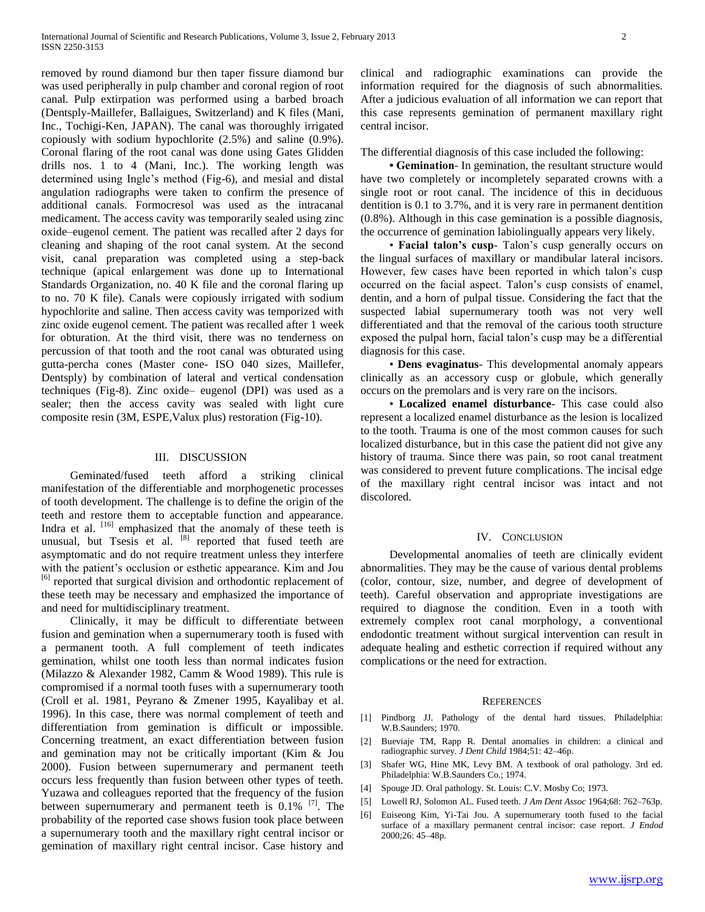removed by round diamond bur then taper fissure diamond bur was used peripherally in pulp chamber and coronal region of root canal. Pulp extirpation was performed using a barbed broach (Dentsply-Maillefer, Ballaigues, Switzerland) and K files (Mani, Inc., Tochigi-Ken, JAPAN). The canal was thoroughly irrigated copiously with sodium hypochlorite (2.5%) and saline (0.9%). Coronal flaring of the root canal was done using Gates Glidden drills nos. 1 to 4 (Mani, Inc.). The working length was determined using Ingle's method (Fig-6), and mesial and distal angulation radiographs were taken to confirm the presence of additional canals. Formocresol was used as the intracanal medicament. The access cavity was temporarily sealed using zinc oxide–eugenol cement. The patient was recalled after 2 days for cleaning and shaping of the root canal system. At the second visit, canal preparation was completed using a step-back technique (apical enlargement was done up to International Standards Organization, no. 40 K file and the coronal flaring up to no. 70 K file). Canals were copiously irrigated with sodium hypochlorite and saline. Then access cavity was temporized with zinc oxide eugenol cement. The patient was recalled after 1 week for obturation. At the third visit, there was no tenderness on percussion of that tooth and the root canal was obturated using gutta-percha cones (Master cone- ISO 040 sizes, Maillefer, Dentsply) by combination of lateral and vertical condensation techniques (Fig-8). Zinc oxide– eugenol (DPI) was used as a sealer; then the access cavity was sealed with light cure composite resin (3M, ESPE,Valux plus) restoration (Fig-10).

## III. DISCUSSION

Geminated/fused teeth afford a striking clinical manifestation of the differentiable and morphogenetic processes of tooth development. The challenge is to define the origin of the teeth and restore them to acceptable function and appearance. Indra et al. [16] emphasized that the anomaly of these teeth is unusual, but Tsesis et al. [8] reported that fused teeth are asymptomatic and do not require treatment unless they interfere with the patient's occlusion or esthetic appearance. Kim and Jou [6] reported that surgical division and orthodontic replacement of these teeth may be necessary and emphasized the importance of and need for multidisciplinary treatment.

Clinically, it may be difficult to differentiate between fusion and gemination when a supernumerary tooth is fused with a permanent tooth. A full complement of teeth indicates gemination, whilst one tooth less than normal indicates fusion (Milazzo & Alexander 1982, Camm & Wood 1989). This rule is compromised if a normal tooth fuses with a supernumerary tooth (Croll et al. 1981, Peyrano & Zmener 1995, Kayalibay et al. 1996). In this case, there was normal complement of teeth and differentiation from gemination is difficult or impossible. Concerning treatment, an exact differentiation between fusion and gemination may not be critically important (Kim & Jou 2000). Fusion between supernumerary and permanent teeth occurs less frequently than fusion between other types of teeth. Yuzawa and colleagues reported that the frequency of the fusion between supernumerary and permanent teeth is 0.1% [7]. The probability of the reported case shows fusion took place between a supernumerary tooth and the maxillary right central incisor or gemination of maxillary right central incisor. Case history and clinical and radiographic examinations can provide the information required for the diagnosis of such abnormalities. After a judicious evaluation of all information we can report that this case represents gemination of permanent maxillary right central incisor.

The differential diagnosis of this case included the following:

- **Gemination**- In gemination, the resultant structure would have two completely or incompletely separated crowns with a single root or root canal. The incidence of this in deciduous dentition is 0.1 to 3.7%, and it is very rare in permanent dentition (0.8%). Although in this case gemination is a possible diagnosis, the occurrence of gemination labiolingually appears very likely.
- **Facial talon's cusp**- Talon's cusp generally occurs on the lingual surfaces of maxillary or mandibular lateral incisors. However, few cases have been reported in which talon's cusp occurred on the facial aspect. Talon's cusp consists of enamel, dentin, and a horn of pulpal tissue. Considering the fact that the suspected labial supernumerary tooth was not very well differentiated and that the removal of the carious tooth structure exposed the pulpal horn, facial talon's cusp may be a differential diagnosis for this case.
- **Dens evaginatus**- This developmental anomaly appears clinically as an accessory cusp or globule, which generally occurs on the premolars and is very rare on the incisors.
- **Localized enamel disturbance**- This case could also represent a localized enamel disturbance as the lesion is localized to the tooth. Trauma is one of the most common causes for such localized disturbance, but in this case the patient did not give any history of trauma. Since there was pain, so root canal treatment was considered to prevent future complications. The incisal edge of the maxillary right central incisor was intact and not discolored.

## IV. CONCLUSION

Developmental anomalies of teeth are clinically evident abnormalities. They may be the cause of various dental problems (color, contour, size, number, and degree of development of teeth). Careful observation and appropriate investigations are required to diagnose the condition. Even in a tooth with extremely complex root canal morphology, a conventional endodontic treatment without surgical intervention can result in adequate healing and esthetic correction if required without any complications or the need for extraction.

## REFERENCES

[1] Pindborg JJ. Pathology of the dental hard tissues. Philadelphia: W.B.Saunders; 1970.

[2] Bueviaje TM, Rapp R. Dental anomalies in children: a clinical and radiographic survey. *J Dent Child* 1984;51: 42–46p.

[3] Shafer WG, Hine MK, Levy BM. A textbook of oral pathology. 3rd ed. Philadelphia: W.B.Saunders Co.; 1974.

[4] Spouge JD. Oral pathology. St. Louis: C.V. Mosby Co; 1973.

[5] Lowell RJ, Solomon AL. Fused teeth. *J Am Dent Assoc* 1964;68: 762–763p.

[6] Euiseong Kim, Yi-Tai Jou. A supernumerary tooth fused to the facial surface of a maxillary permanent central incisor: case report. *J Endod* 2000;26: 45–48p.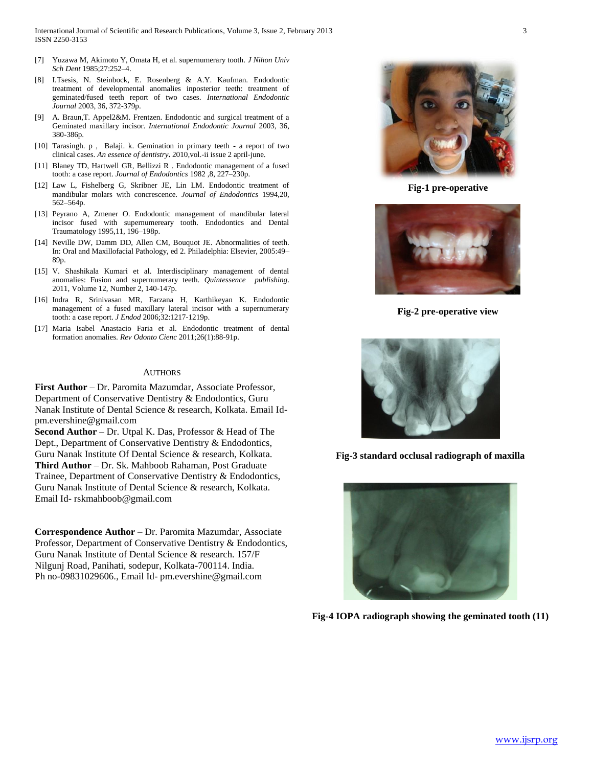[7] Yuzawa M, Akimoto Y, Omata H, et al. supernumerary tooth. *J Nihon Univ Sch Dent* 1985;27:252–4.

[8] I.Tsesis, N. Steinbock, E. Rosenberg & A.Y. Kaufman. Endodontic treatment of developmental anomalies inposterior teeth: treatment of geminated/fused teeth report of two cases. *International Endodontic Journal* 2003, 36, 372-379p.

[9] A. Braun,T. Appel2&M. Frentzen. Endodontic and surgical treatment of a Geminated maxillary incisor. *International Endodontic Journal* 2003, 36, 380-386p.

[10] Tarasingh. p , Balaji. k. Gemination in primary teeth - a report of two clinical cases. *An essence of dentistry***.** 2010,vol.-ii issue 2 april-june.

[11] Blaney TD, Hartwell GR, Bellizzi R . Endodontic management of a fused tooth: a case report. *Journal of Endodontics* 1982 ,8, 227–230p.

[12] Law L, Fishelberg G, Skribner JE, Lin LM. Endodontic treatment of mandibular molars with concrescence. *Journal of Endodontics* 1994,20, 562–564p.

[13] Peyrano A, Zmener O. Endodontic management of mandibular lateral incisor fused with supernumereary tooth. Endodontics and Dental Traumatology 1995,11, 196–198p.

[14] Neville DW, Damm DD, Allen CM, Bouquot JE. Abnormalities of teeth. In: Oral and Maxillofacial Pathology, ed 2. Philadelphia: Elsevier, 2005:49–89p.

[15] V. Shashikala Kumari et al. Interdisciplinary management of dental anomalies: Fusion and supernumerary teeth. *Quintessence publishing*. 2011, Volume 12, Number 2, 140-147p.

[16] Indra R, Srinivasan MR, Farzana H, Karthikeyan K. Endodontic management of a fused maxillary lateral incisor with a supernumerary tooth: a case report. *J Endod* 2006;32:1217-1219p.

[17] Maria Isabel Anastacio Faria et al. Endodontic treatment of dental formation anomalies. *Rev Odonto Cienc* 2011;26(1):88-91p.

## AUTHORS

**First Author** – Dr. Paromita Mazumdar, Associate Professor, Department of Conservative Dentistry & Endodontics, Guru Nanak Institute of Dental Science & research, Kolkata. Email Id- pm.evershine@gmail.com

**Second Author** – Dr. Utpal K. Das, Professor & Head of The Dept., Department of Conservative Dentistry & Endodontics, Guru Nanak Institute Of Dental Science & research, Kolkata.

**Third Author** – Dr. Sk. Mahboob Rahaman, Post Graduate Trainee, Department of Conservative Dentistry & Endodontics, Guru Nanak Institute of Dental Science & research, Kolkata. Email Id- rskmahboob@gmail.com

**Correspondence Author** – Dr. Paromita Mazumdar, Associate Professor, Department of Conservative Dentistry & Endodontics, Guru Nanak Institute of Dental Science & research. 157/F Nilgunj Road, Panihati, sodepur, Kolkata-700114. India. Ph no-09831029606., Email Id- pm.evershine@gmail.com

**Fig-1 pre-operative**

**Fig-2 pre-operative view**

**Fig-3 standard occlusal radiograph of maxilla**

**Fig-4 IOPA radiograph showing the geminated tooth (11)**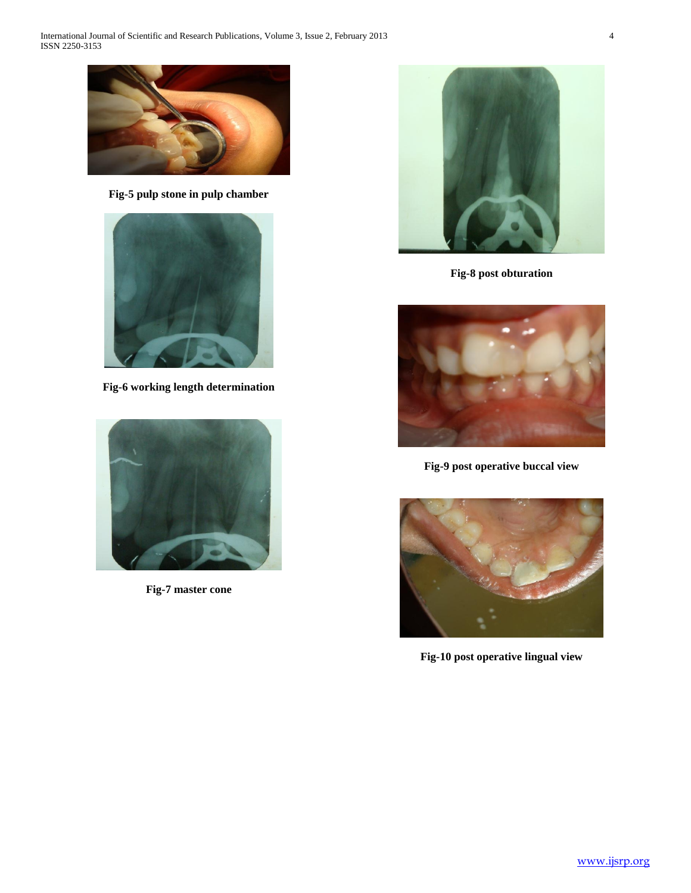**Fig-5 pulp stone in pulp chamber**

**Fig-6 working length determination**

**Fig-7 master cone**

**Fig-8 post obturation**

**Fig-9 post operative buccal view**

**Fig-10 post operative lingual view**